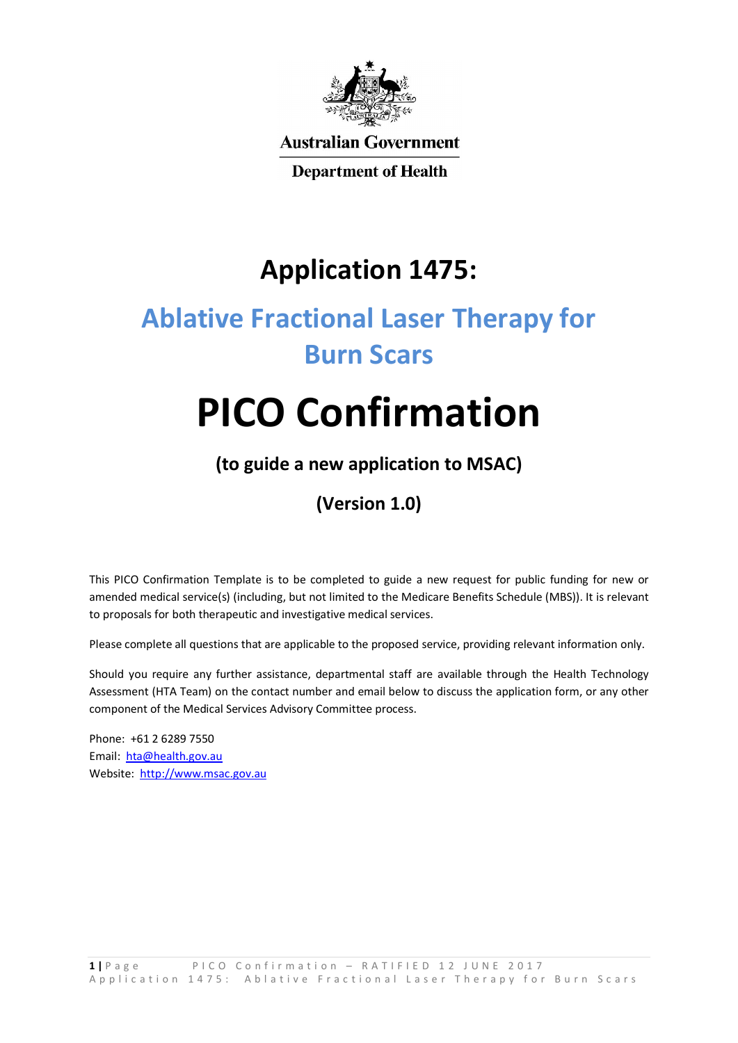Australian Government

Department of Health

# Application 1475:

# Ablative Fractional Laser Therapy for Burn Scars

# PICO Confirmation

## (to guide a new application to MSAC)

## (Version 1.0)

This PICO Confirmation Template is to be completed to guide a new request for public funding for new or amended medical service(s) (including, but not limited to the Medicare Benefits Schedule (MBS)). It is relevant to proposals for both therapeutic and investigative medical services.

Please complete all questions that are applicable to the proposed service, providing relevant information only.

Should you require any further assistance, departmental staff are available through the Health Technology Assessment (HTA Team) on the contact number and email below to discuss the application form, or any other component of the Medical Services Advisory Committee process.

Phone: +61 2 6289 7550
Email: hta@health.gov.au
Website: http://www.msac.gov.au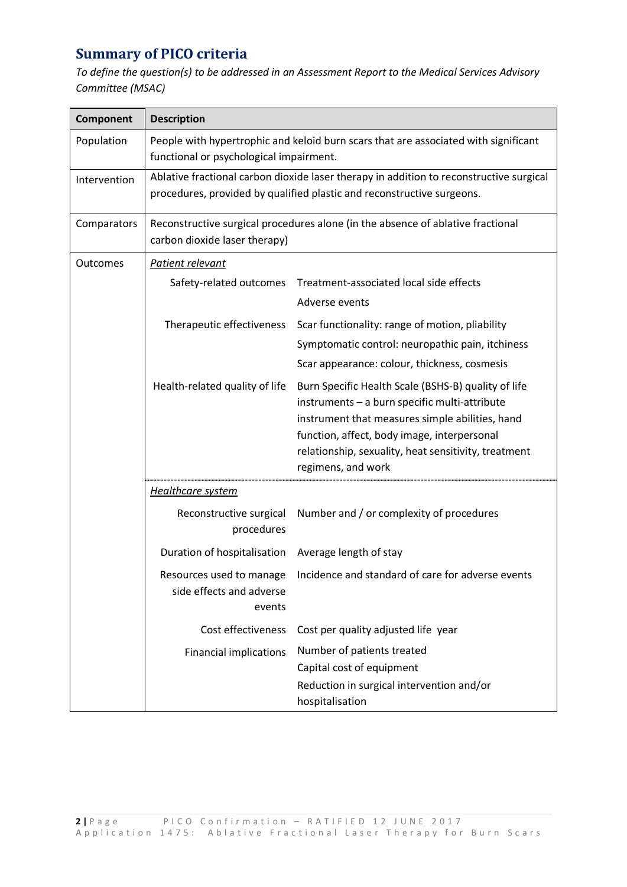## Summary of PICO criteria

*To define the question(s) to be addressed in an Assessment Report to the Medical Services Advisory Committee (MSAC)*

| Component | Description | |
|---|---|---|
| Population | People with hypertrophic and keloid burn scars that are associated with significant functional or psychological impairment. | |
| Intervention | Ablative fractional carbon dioxide laser therapy in addition to reconstructive surgical procedures, provided by qualified plastic and reconstructive surgeons. | |
| Comparators | Reconstructive surgical procedures alone (in the absence of ablative fractional carbon dioxide laser therapy) | |
| Outcomes | <u>Patient relevant</u> | |
| | Safety-related outcomes | Treatment-associated local side effects<br>Adverse events |
| | Therapeutic effectiveness | Scar functionality: range of motion, pliability<br>Symptomatic control: neuropathic pain, itchiness<br>Scar appearance: colour, thickness, cosmesis |
| | Health-related quality of life | Burn Specific Health Scale (BSHS-B) quality of life instruments – a burn specific multi-attribute instrument that measures simple abilities, hand function, affect, body image, interpersonal relationship, sexuality, heat sensitivity, treatment regimens, and work |
| | <u>Healthcare system</u> | |
| | Reconstructive surgical procedures | Number and / or complexity of procedures |
| | Duration of hospitalisation | Average length of stay |
| | Resources used to manage side effects and adverse events | Incidence and standard of care for adverse events |
| | Cost effectiveness | Cost per quality adjusted life year |
| | Financial implications | Number of patients treated<br>Capital cost of equipment<br>Reduction in surgical intervention and/or hospitalisation |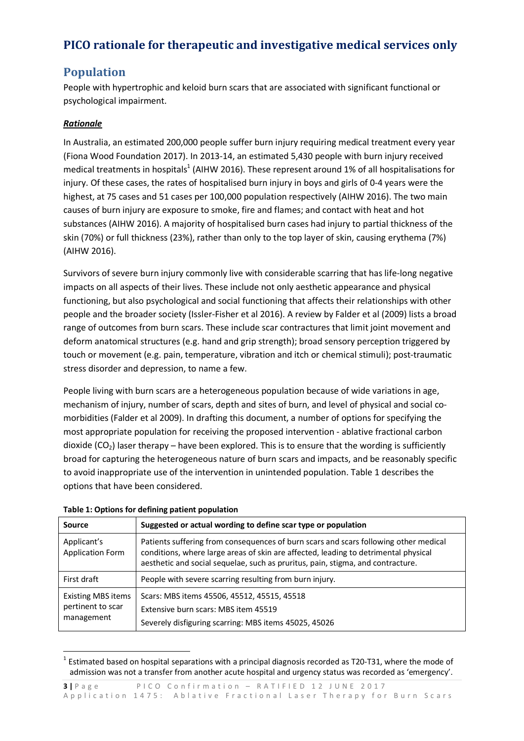# PICO rationale for therapeutic and investigative medical services only

## Population

People with hypertrophic and keloid burn scars that are associated with significant functional or psychological impairment.

### *Rationale*

In Australia, an estimated 200,000 people suffer burn injury requiring medical treatment every year (Fiona Wood Foundation 2017). In 2013-14, an estimated 5,430 people with burn injury received medical treatments in hospitals[1] (AIHW 2016). These represent around 1% of all hospitalisations for injury. Of these cases, the rates of hospitalised burn injury in boys and girls of 0-4 years were the highest, at 75 cases and 51 cases per 100,000 population respectively (AIHW 2016). The two main causes of burn injury are exposure to smoke, fire and flames; and contact with heat and hot substances (AIHW 2016). A majority of hospitalised burn cases had injury to partial thickness of the skin (70%) or full thickness (23%), rather than only to the top layer of skin, causing erythema (7%) (AIHW 2016).

Survivors of severe burn injury commonly live with considerable scarring that has life-long negative impacts on all aspects of their lives. These include not only aesthetic appearance and physical functioning, but also psychological and social functioning that affects their relationships with other people and the broader society (Issler-Fisher et al 2016). A review by Falder et al (2009) lists a broad range of outcomes from burn scars. These include scar contractures that limit joint movement and deform anatomical structures (e.g. hand and grip strength); broad sensory perception triggered by touch or movement (e.g. pain, temperature, vibration and itch or chemical stimuli); post-traumatic stress disorder and depression, to name a few.

People living with burn scars are a heterogeneous population because of wide variations in age, mechanism of injury, number of scars, depth and sites of burn, and level of physical and social co-morbidities (Falder et al 2009). In drafting this document, a number of options for specifying the most appropriate population for receiving the proposed intervention - ablative fractional carbon dioxide ($CO_2$) laser therapy – have been explored. This is to ensure that the wording is sufficiently broad for capturing the heterogeneous nature of burn scars and impacts, and be reasonably specific to avoid inappropriate use of the intervention in unintended population. Table 1 describes the options that have been considered.

**Table 1: Options for defining patient population**

| Source | Suggested or actual wording to define scar type or population |
|---|---|
| Applicant's Application Form | Patients suffering from consequences of burn scars and scars following other medical conditions, where large areas of skin are affected, leading to detrimental physical aesthetic and social sequelae, such as pruritus, pain, stigma, and contracture. |
| First draft | People with severe scarring resulting from burn injury. |
| Existing MBS items pertinent to scar management | Scars: MBS items 45506, 45512, 45515, 45518<br>Extensive burn scars: MBS item 45519<br>Severely disfiguring scarring: MBS items 45025, 45026 |

[1] Estimated based on hospital separations with a principal diagnosis recorded as T20-T31, where the mode of admission was not a transfer from another acute hospital and urgency status was recorded as 'emergency'.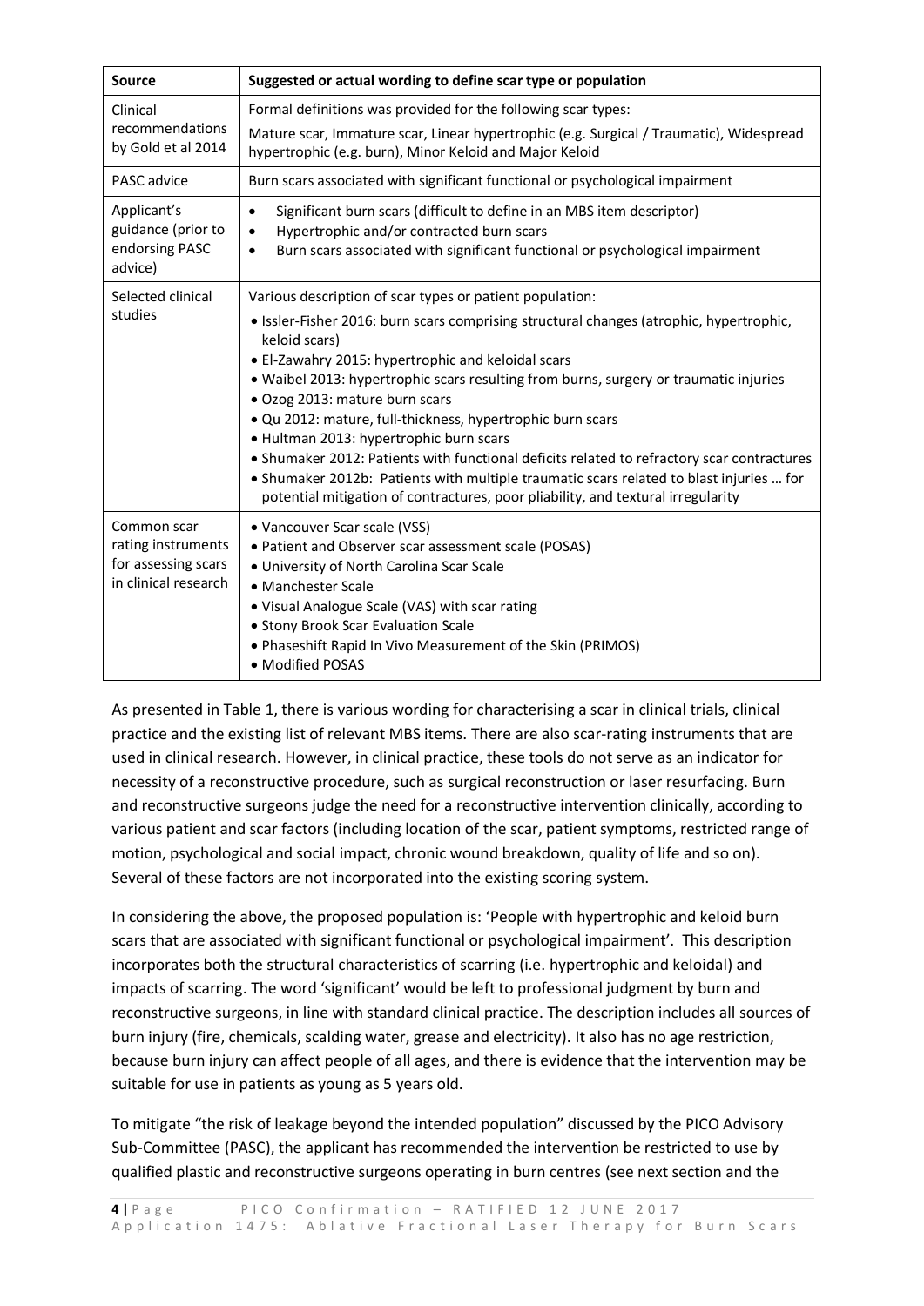| Source | Suggested or actual wording to define scar type or population |
|---|---|
| Clinical recommendations by Gold et al 2014 | Formal definitions was provided for the following scar types: Mature scar, Immature scar, Linear hypertrophic (e.g. Surgical / Traumatic), Widespread hypertrophic (e.g. burn), Minor Keloid and Major Keloid |
| PASC advice | Burn scars associated with significant functional or psychological impairment |
| Applicant's guidance (prior to endorsing PASC advice) | • Significant burn scars (difficult to define in an MBS item descriptor)<br>• Hypertrophic and/or contracted burn scars<br>• Burn scars associated with significant functional or psychological impairment |
| Selected clinical studies | Various description of scar types or patient population:<br>• Issler-Fisher 2016: burn scars comprising structural changes (atrophic, hypertrophic, keloid scars)<br>• El-Zawahry 2015: hypertrophic and keloidal scars<br>• Waibel 2013: hypertrophic scars resulting from burns, surgery or traumatic injuries<br>• Ozog 2013: mature burn scars<br>• Qu 2012: mature, full-thickness, hypertrophic burn scars<br>• Hultman 2013: hypertrophic burn scars<br>• Shumaker 2012: Patients with functional deficits related to refractory scar contractures<br>• Shumaker 2012b: Patients with multiple traumatic scars related to blast injuries … for potential mitigation of contractures, poor pliability, and textural irregularity |
| Common scar rating instruments for assessing scars in clinical research | • Vancouver Scar scale (VSS)<br>• Patient and Observer scar assessment scale (POSAS)<br>• University of North Carolina Scar Scale<br>• Manchester Scale<br>• Visual Analogue Scale (VAS) with scar rating<br>• Stony Brook Scar Evaluation Scale<br>• Phaseshift Rapid In Vivo Measurement of the Skin (PRIMOS)<br>• Modified POSAS |

As presented in Table 1, there is various wording for characterising a scar in clinical trials, clinical practice and the existing list of relevant MBS items. There are also scar-rating instruments that are used in clinical research. However, in clinical practice, these tools do not serve as an indicator for necessity of a reconstructive procedure, such as surgical reconstruction or laser resurfacing. Burn and reconstructive surgeons judge the need for a reconstructive intervention clinically, according to various patient and scar factors (including location of the scar, patient symptoms, restricted range of motion, psychological and social impact, chronic wound breakdown, quality of life and so on). Several of these factors are not incorporated into the existing scoring system.

In considering the above, the proposed population is: 'People with hypertrophic and keloid burn scars that are associated with significant functional or psychological impairment'. This description incorporates both the structural characteristics of scarring (i.e. hypertrophic and keloidal) and impacts of scarring. The word 'significant' would be left to professional judgment by burn and reconstructive surgeons, in line with standard clinical practice. The description includes all sources of burn injury (fire, chemicals, scalding water, grease and electricity). It also has no age restriction, because burn injury can affect people of all ages, and there is evidence that the intervention may be suitable for use in patients as young as 5 years old.

To mitigate "the risk of leakage beyond the intended population" discussed by the PICO Advisory Sub-Committee (PASC), the applicant has recommended the intervention be restricted to use by qualified plastic and reconstructive surgeons operating in burn centres (see next section and the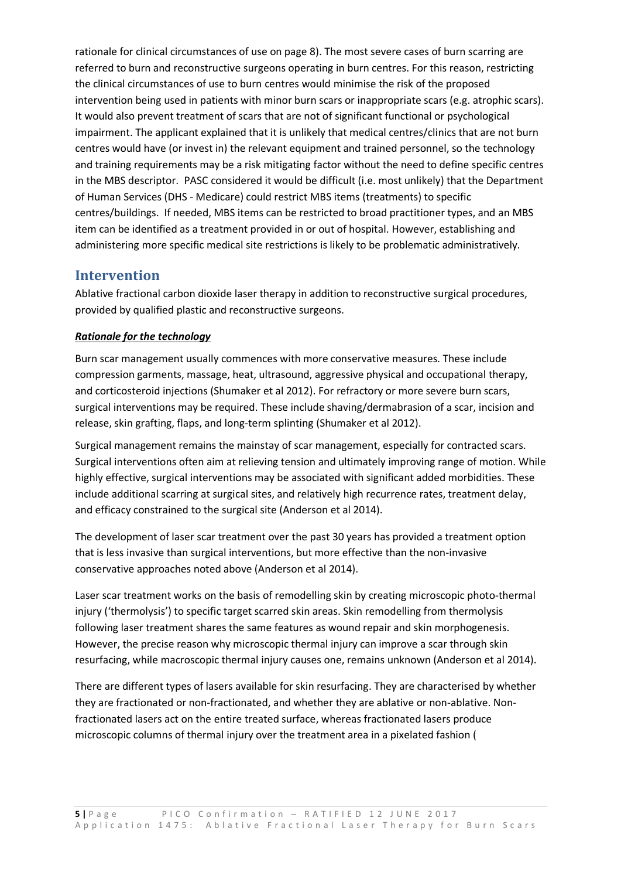rationale for clinical circumstances of use on page 8). The most severe cases of burn scarring are referred to burn and reconstructive surgeons operating in burn centres. For this reason, restricting the clinical circumstances of use to burn centres would minimise the risk of the proposed intervention being used in patients with minor burn scars or inappropriate scars (e.g. atrophic scars). It would also prevent treatment of scars that are not of significant functional or psychological impairment. The applicant explained that it is unlikely that medical centres/clinics that are not burn centres would have (or invest in) the relevant equipment and trained personnel, so the technology and training requirements may be a risk mitigating factor without the need to define specific centres in the MBS descriptor. PASC considered it would be difficult (i.e. most unlikely) that the Department of Human Services (DHS - Medicare) could restrict MBS items (treatments) to specific centres/buildings. If needed, MBS items can be restricted to broad practitioner types, and an MBS item can be identified as a treatment provided in or out of hospital. However, establishing and administering more specific medical site restrictions is likely to be problematic administratively.

## Intervention

Ablative fractional carbon dioxide laser therapy in addition to reconstructive surgical procedures, provided by qualified plastic and reconstructive surgeons.

***Rationale for the technology***

Burn scar management usually commences with more conservative measures. These include compression garments, massage, heat, ultrasound, aggressive physical and occupational therapy, and corticosteroid injections (Shumaker et al 2012). For refractory or more severe burn scars, surgical interventions may be required. These include shaving/dermabrasion of a scar, incision and release, skin grafting, flaps, and long-term splinting (Shumaker et al 2012).

Surgical management remains the mainstay of scar management, especially for contracted scars. Surgical interventions often aim at relieving tension and ultimately improving range of motion. While highly effective, surgical interventions may be associated with significant added morbidities. These include additional scarring at surgical sites, and relatively high recurrence rates, treatment delay, and efficacy constrained to the surgical site (Anderson et al 2014).

The development of laser scar treatment over the past 30 years has provided a treatment option that is less invasive than surgical interventions, but more effective than the non-invasive conservative approaches noted above (Anderson et al 2014).

Laser scar treatment works on the basis of remodelling skin by creating microscopic photo-thermal injury ('thermolysis') to specific target scarred skin areas. Skin remodelling from thermolysis following laser treatment shares the same features as wound repair and skin morphogenesis. However, the precise reason why microscopic thermal injury can improve a scar through skin resurfacing, while macroscopic thermal injury causes one, remains unknown (Anderson et al 2014).

There are different types of lasers available for skin resurfacing. They are characterised by whether they are fractionated or non-fractionated, and whether they are ablative or non-ablative. Non-fractionated lasers act on the entire treated surface, whereas fractionated lasers produce microscopic columns of thermal injury over the treatment area in a pixelated fashion (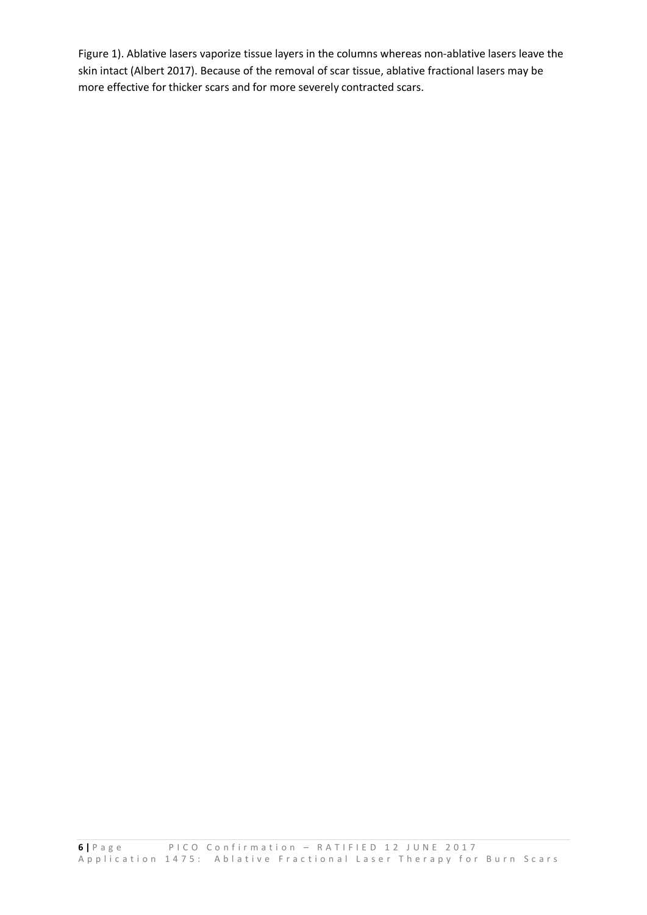Figure 1). Ablative lasers vaporize tissue layers in the columns whereas non-ablative lasers leave the skin intact (Albert 2017). Because of the removal of scar tissue, ablative fractional lasers may be more effective for thicker scars and for more severely contracted scars.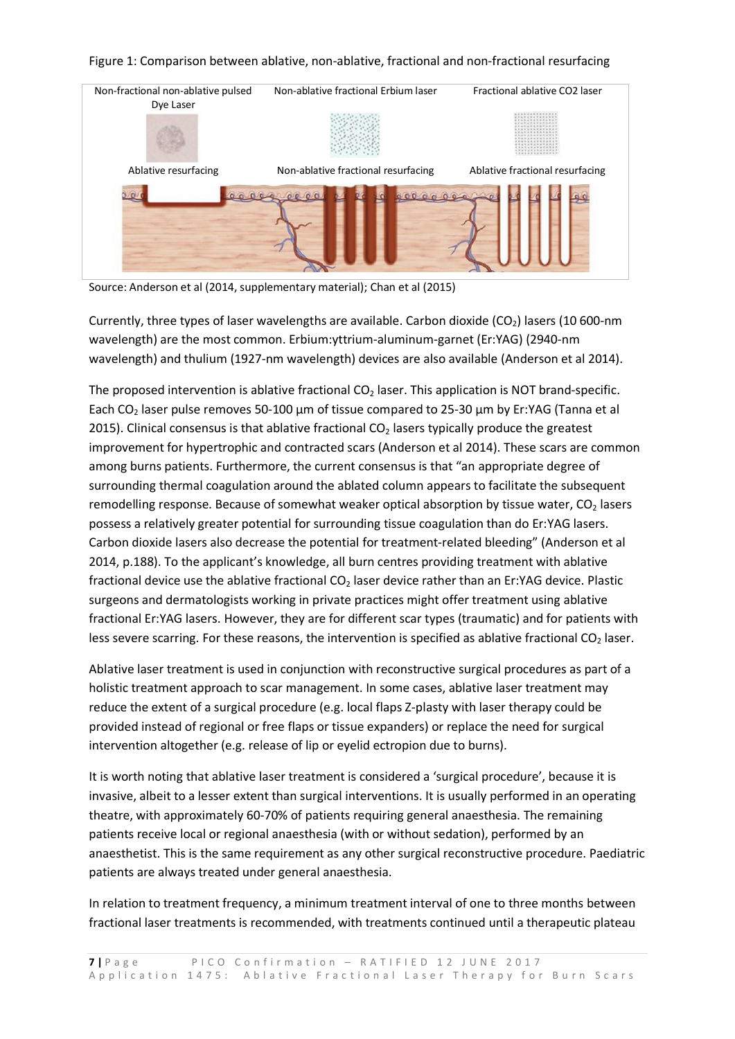Figure 1: Comparison between ablative, non-ablative, fractional and non-fractional resurfacing

| Non-fractional non-ablative pulsed Dye Laser | Non-ablative fractional Erbium laser | Fractional ablative CO2 laser |
|---|---|---|
| Ablative resurfacing | Non-ablative fractional resurfacing | Ablative fractional resurfacing |

Source: Anderson et al (2014, supplementary material); Chan et al (2015)

Currently, three types of laser wavelengths are available. Carbon dioxide ($CO_2$) lasers (10 600-nm wavelength) are the most common. Erbium:yttrium-aluminum-garnet (Er:YAG) (2940-nm wavelength) and thulium (1927-nm wavelength) devices are also available (Anderson et al 2014).

The proposed intervention is ablative fractional $CO_2$ laser. This application is NOT brand-specific. Each $CO_2$ laser pulse removes 50-100 µm of tissue compared to 25-30 µm by Er:YAG (Tanna et al 2015). Clinical consensus is that ablative fractional $CO_2$ lasers typically produce the greatest improvement for hypertrophic and contracted scars (Anderson et al 2014). These scars are common among burns patients. Furthermore, the current consensus is that "an appropriate degree of surrounding thermal coagulation around the ablated column appears to facilitate the subsequent remodelling response. Because of somewhat weaker optical absorption by tissue water, $CO_2$ lasers possess a relatively greater potential for surrounding tissue coagulation than do Er:YAG lasers. Carbon dioxide lasers also decrease the potential for treatment-related bleeding" (Anderson et al 2014, p.188). To the applicant's knowledge, all burn centres providing treatment with ablative fractional device use the ablative fractional $CO_2$ laser device rather than an Er:YAG device. Plastic surgeons and dermatologists working in private practices might offer treatment using ablative fractional Er:YAG lasers. However, they are for different scar types (traumatic) and for patients with less severe scarring. For these reasons, the intervention is specified as ablative fractional $CO_2$ laser.

Ablative laser treatment is used in conjunction with reconstructive surgical procedures as part of a holistic treatment approach to scar management. In some cases, ablative laser treatment may reduce the extent of a surgical procedure (e.g. local flaps Z-plasty with laser therapy could be provided instead of regional or free flaps or tissue expanders) or replace the need for surgical intervention altogether (e.g. release of lip or eyelid ectropion due to burns).

It is worth noting that ablative laser treatment is considered a 'surgical procedure', because it is invasive, albeit to a lesser extent than surgical interventions. It is usually performed in an operating theatre, with approximately 60-70% of patients requiring general anaesthesia. The remaining patients receive local or regional anaesthesia (with or without sedation), performed by an anaesthetist. This is the same requirement as any other surgical reconstructive procedure. Paediatric patients are always treated under general anaesthesia.

In relation to treatment frequency, a minimum treatment interval of one to three months between fractional laser treatments is recommended, with treatments continued until a therapeutic plateau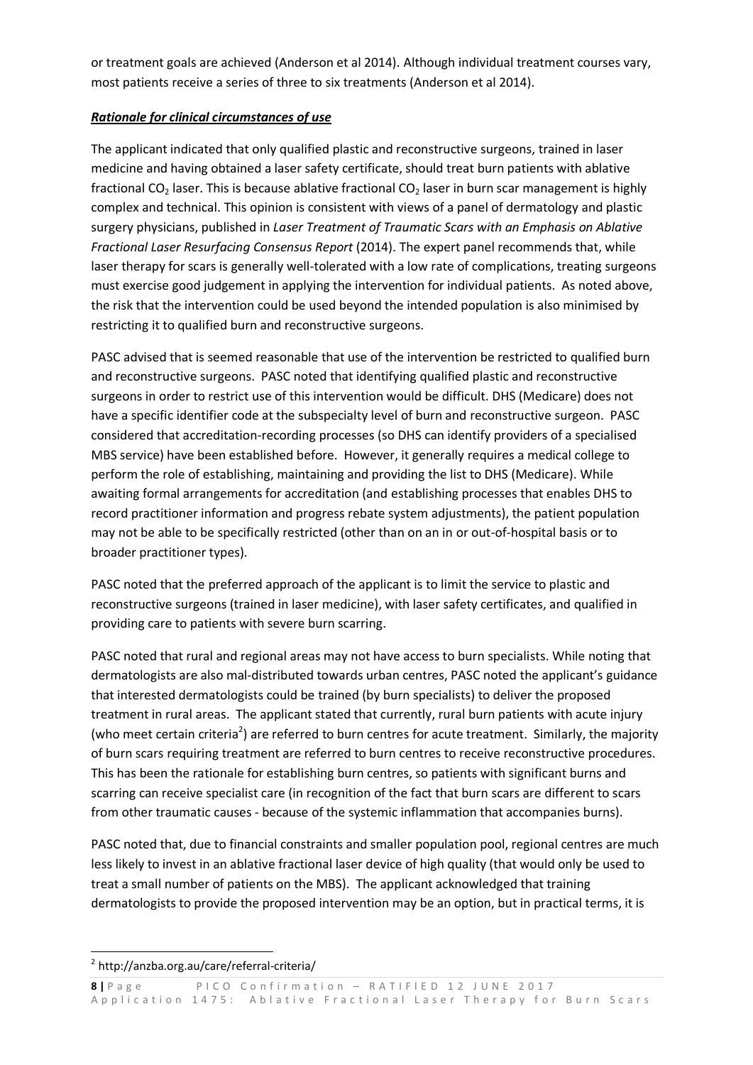or treatment goals are achieved (Anderson et al 2014). Although individual treatment courses vary, most patients receive a series of three to six treatments (Anderson et al 2014).

***Rationale for clinical circumstances of use***

The applicant indicated that only qualified plastic and reconstructive surgeons, trained in laser medicine and having obtained a laser safety certificate, should treat burn patients with ablative fractional $CO_2$ laser. This is because ablative fractional $CO_2$ laser in burn scar management is highly complex and technical. This opinion is consistent with views of a panel of dermatology and plastic surgery physicians, published in *Laser Treatment of Traumatic Scars with an Emphasis on Ablative Fractional Laser Resurfacing Consensus Report* (2014). The expert panel recommends that, while laser therapy for scars is generally well-tolerated with a low rate of complications, treating surgeons must exercise good judgement in applying the intervention for individual patients. As noted above, the risk that the intervention could be used beyond the intended population is also minimised by restricting it to qualified burn and reconstructive surgeons.

PASC advised that is seemed reasonable that use of the intervention be restricted to qualified burn and reconstructive surgeons. PASC noted that identifying qualified plastic and reconstructive surgeons in order to restrict use of this intervention would be difficult. DHS (Medicare) does not have a specific identifier code at the subspecialty level of burn and reconstructive surgeon. PASC considered that accreditation-recording processes (so DHS can identify providers of a specialised MBS service) have been established before. However, it generally requires a medical college to perform the role of establishing, maintaining and providing the list to DHS (Medicare). While awaiting formal arrangements for accreditation (and establishing processes that enables DHS to record practitioner information and progress rebate system adjustments), the patient population may not be able to be specifically restricted (other than on an in or out-of-hospital basis or to broader practitioner types).

PASC noted that the preferred approach of the applicant is to limit the service to plastic and reconstructive surgeons (trained in laser medicine), with laser safety certificates, and qualified in providing care to patients with severe burn scarring.

PASC noted that rural and regional areas may not have access to burn specialists. While noting that dermatologists are also mal-distributed towards urban centres, PASC noted the applicant's guidance that interested dermatologists could be trained (by burn specialists) to deliver the proposed treatment in rural areas. The applicant stated that currently, rural burn patients with acute injury (who meet certain criteria[2]) are referred to burn centres for acute treatment. Similarly, the majority of burn scars requiring treatment are referred to burn centres to receive reconstructive procedures. This has been the rationale for establishing burn centres, so patients with significant burns and scarring can receive specialist care (in recognition of the fact that burn scars are different to scars from other traumatic causes - because of the systemic inflammation that accompanies burns).

PASC noted that, due to financial constraints and smaller population pool, regional centres are much less likely to invest in an ablative fractional laser device of high quality (that would only be used to treat a small number of patients on the MBS). The applicant acknowledged that training dermatologists to provide the proposed intervention may be an option, but in practical terms, it is

[2] http://anzba.org.au/care/referral-criteria/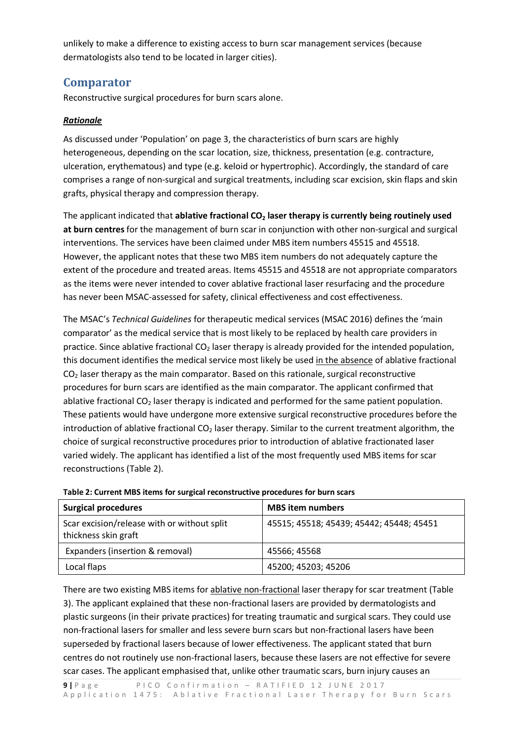unlikely to make a difference to existing access to burn scar management services (because dermatologists also tend to be located in larger cities).

## Comparator

Reconstructive surgical procedures for burn scars alone.

### ***Rationale***

As discussed under 'Population' on page 3, the characteristics of burn scars are highly heterogeneous, depending on the scar location, size, thickness, presentation (e.g. contracture, ulceration, erythematous) and type (e.g. keloid or hypertrophic). Accordingly, the standard of care comprises a range of non-surgical and surgical treatments, including scar excision, skin flaps and skin grafts, physical therapy and compression therapy.

The applicant indicated that **ablative fractional $CO_2$ laser therapy is currently being routinely used at burn centres** for the management of burn scar in conjunction with other non-surgical and surgical interventions. The services have been claimed under MBS item numbers 45515 and 45518. However, the applicant notes that these two MBS item numbers do not adequately capture the extent of the procedure and treated areas. Items 45515 and 45518 are not appropriate comparators as the items were never intended to cover ablative fractional laser resurfacing and the procedure has never been MSAC-assessed for safety, clinical effectiveness and cost effectiveness.

The MSAC's *Technical Guidelines* for therapeutic medical services (MSAC 2016) defines the 'main comparator' as the medical service that is most likely to be replaced by health care providers in practice. Since ablative fractional $CO_2$ laser therapy is already provided for the intended population, this document identifies the medical service most likely be used in the absence of ablative fractional $CO_2$ laser therapy as the main comparator. Based on this rationale, surgical reconstructive procedures for burn scars are identified as the main comparator. The applicant confirmed that ablative fractional $CO_2$ laser therapy is indicated and performed for the same patient population. These patients would have undergone more extensive surgical reconstructive procedures before the introduction of ablative fractional $CO_2$ laser therapy. Similar to the current treatment algorithm, the choice of surgical reconstructive procedures prior to introduction of ablative fractionated laser varied widely. The applicant has identified a list of the most frequently used MBS items for scar reconstructions (Table 2).

**Table 2: Current MBS items for surgical reconstructive procedures for burn scars**

| Surgical procedures | MBS item numbers |
|---|---|
| Scar excision/release with or without split thickness skin graft | 45515; 45518; 45439; 45442; 45448; 45451 |
| Expanders (insertion & removal) | 45566; 45568 |
| Local flaps | 45200; 45203; 45206 |

There are two existing MBS items for ablative non-fractional laser therapy for scar treatment (Table 3). The applicant explained that these non-fractional lasers are provided by dermatologists and plastic surgeons (in their private practices) for treating traumatic and surgical scars. They could use non-fractional lasers for smaller and less severe burn scars but non-fractional lasers have been superseded by fractional lasers because of lower effectiveness. The applicant stated that burn centres do not routinely use non-fractional lasers, because these lasers are not effective for severe scar cases. The applicant emphasised that, unlike other traumatic scars, burn injury causes an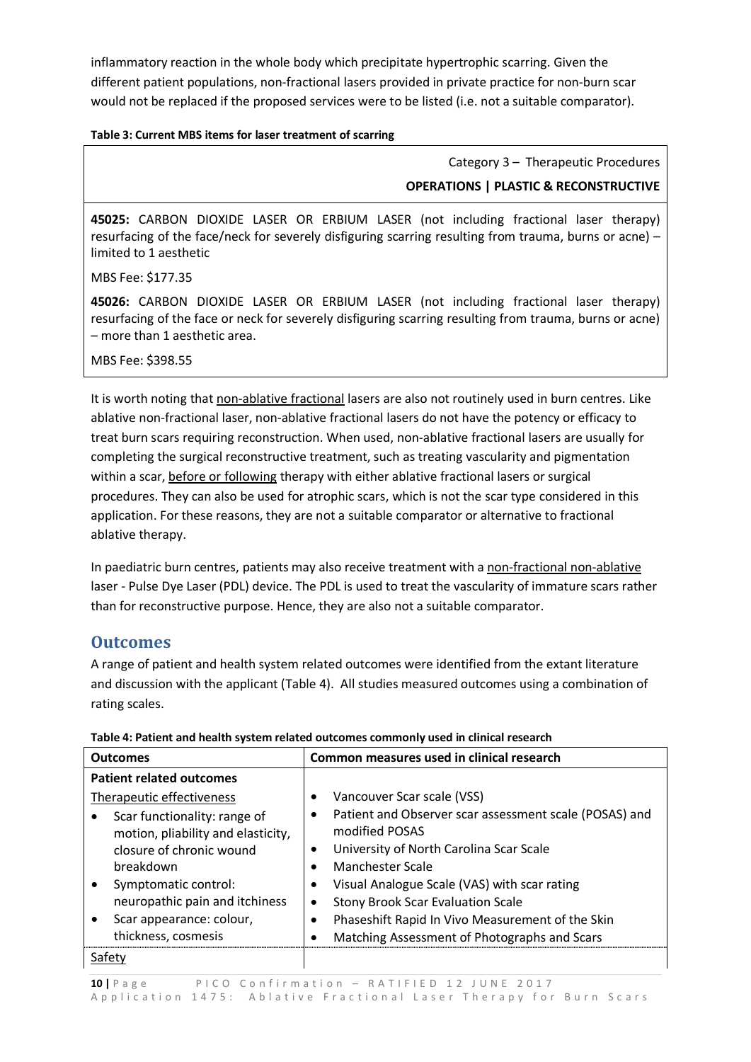inflammatory reaction in the whole body which precipitate hypertrophic scarring. Given the different patient populations, non-fractional lasers provided in private practice for non-burn scar would not be replaced if the proposed services were to be listed (i.e. not a suitable comparator).

**Table 3: Current MBS items for laser treatment of scarring**

| Category 3 – Therapeutic Procedures<br>**OPERATIONS \| PLASTIC & RECONSTRUCTIVE** |
|---|
| **45025:** CARBON DIOXIDE LASER OR ERBIUM LASER (not including fractional laser therapy) resurfacing of the face/neck for severely disfiguring scarring resulting from trauma, burns or acne) – limited to 1 aesthetic<br><br>MBS Fee: $177.35<br><br>**45026:** CARBON DIOXIDE LASER OR ERBIUM LASER (not including fractional laser therapy) resurfacing of the face or neck for severely disfiguring scarring resulting from trauma, burns or acne) – more than 1 aesthetic area.<br><br>MBS Fee: $398.55 |

It is worth noting that non-ablative fractional lasers are also not routinely used in burn centres. Like ablative non-fractional laser, non-ablative fractional lasers do not have the potency or efficacy to treat burn scars requiring reconstruction. When used, non-ablative fractional lasers are usually for completing the surgical reconstructive treatment, such as treating vascularity and pigmentation within a scar, before or following therapy with either ablative fractional lasers or surgical procedures. They can also be used for atrophic scars, which is not the scar type considered in this application. For these reasons, they are not a suitable comparator or alternative to fractional ablative therapy.

In paediatric burn centres, patients may also receive treatment with a non-fractional non-ablative laser - Pulse Dye Laser (PDL) device. The PDL is used to treat the vascularity of immature scars rather than for reconstructive purpose. Hence, they are also not a suitable comparator.

## Outcomes

A range of patient and health system related outcomes were identified from the extant literature and discussion with the applicant (Table 4). All studies measured outcomes using a combination of rating scales.

**Table 4: Patient and health system related outcomes commonly used in clinical research**

| Outcomes | Common measures used in clinical research |
|---|---|
| **Patient related outcomes** | |
| Therapeutic effectiveness<br>• Scar functionality: range of motion, pliability and elasticity, closure of chronic wound breakdown<br>• Symptomatic control: neuropathic pain and itchiness<br>• Scar appearance: colour, thickness, cosmesis | • Vancouver Scar scale (VSS)<br>• Patient and Observer scar assessment scale (POSAS) and modified POSAS<br>• University of North Carolina Scar Scale<br>• Manchester Scale<br>• Visual Analogue Scale (VAS) with scar rating<br>• Stony Brook Scar Evaluation Scale<br>• Phaseshift Rapid In Vivo Measurement of the Skin<br>• Matching Assessment of Photographs and Scars |
| Safety | |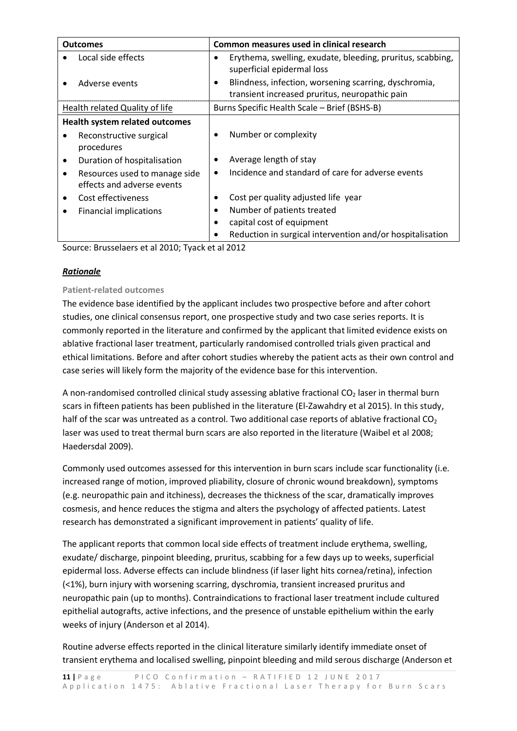| Outcomes | Common measures used in clinical research |
|---|---|
| • Local side effects<br><br>• Adverse events | • Erythema, swelling, exudate, bleeding, pruritus, scabbing, superficial epidermal loss<br>• Blindness, infection, worsening scarring, dyschromia, transient increased pruritus, neuropathic pain |
| Health related Quality of life | Burns Specific Health Scale – Brief (BSHS-B) |
| **Health system related outcomes**<br>• Reconstructive surgical procedures<br>• Duration of hospitalisation<br>• Resources used to manage side effects and adverse events<br>• Cost effectiveness<br>• Financial implications | <br>• Number or complexity<br><br>• Average length of stay<br>• Incidence and standard of care for adverse events<br><br>• Cost per quality adjusted life year<br>• Number of patients treated<br>• capital cost of equipment<br>• Reduction in surgical intervention and/or hospitalisation |

Source: Brusselaers et al 2010; Tyack et al 2012

### ***Rationale***

#### Patient-related outcomes

The evidence base identified by the applicant includes two prospective before and after cohort studies, one clinical consensus report, one prospective study and two case series reports. It is commonly reported in the literature and confirmed by the applicant that limited evidence exists on ablative fractional laser treatment, particularly randomised controlled trials given practical and ethical limitations. Before and after cohort studies whereby the patient acts as their own control and case series will likely form the majority of the evidence base for this intervention.

A non-randomised controlled clinical study assessing ablative fractional $CO_2$ laser in thermal burn scars in fifteen patients has been published in the literature (El-Zawahdry et al 2015). In this study, half of the scar was untreated as a control. Two additional case reports of ablative fractional $CO_2$ laser was used to treat thermal burn scars are also reported in the literature (Waibel et al 2008; Haedersdal 2009).

Commonly used outcomes assessed for this intervention in burn scars include scar functionality (i.e. increased range of motion, improved pliability, closure of chronic wound breakdown), symptoms (e.g. neuropathic pain and itchiness), decreases the thickness of the scar, dramatically improves cosmesis, and hence reduces the stigma and alters the psychology of affected patients. Latest research has demonstrated a significant improvement in patients' quality of life.

The applicant reports that common local side effects of treatment include erythema, swelling, exudate/ discharge, pinpoint bleeding, pruritus, scabbing for a few days up to weeks, superficial epidermal loss. Adverse effects can include blindness (if laser light hits cornea/retina), infection (<1%), burn injury with worsening scarring, dyschromia, transient increased pruritus and neuropathic pain (up to months). Contraindications to fractional laser treatment include cultured epithelial autografts, active infections, and the presence of unstable epithelium within the early weeks of injury (Anderson et al 2014).

Routine adverse effects reported in the clinical literature similarly identify immediate onset of transient erythema and localised swelling, pinpoint bleeding and mild serous discharge (Anderson et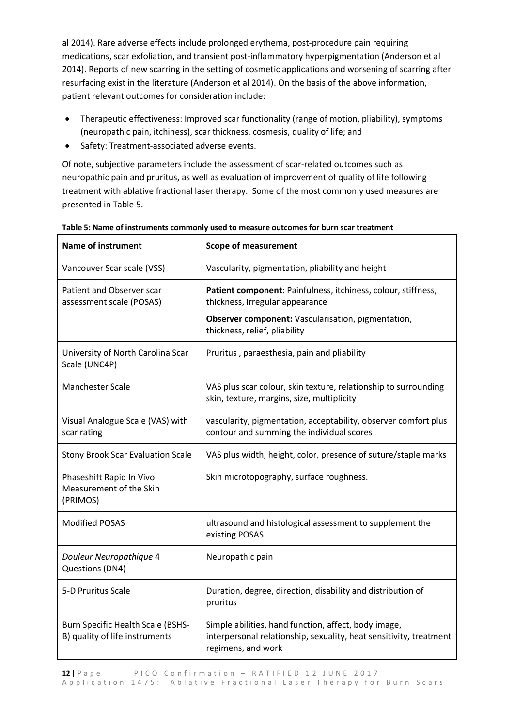al 2014). Rare adverse effects include prolonged erythema, post-procedure pain requiring medications, scar exfoliation, and transient post-inflammatory hyperpigmentation (Anderson et al 2014). Reports of new scarring in the setting of cosmetic applications and worsening of scarring after resurfacing exist in the literature (Anderson et al 2014). On the basis of the above information, patient relevant outcomes for consideration include:

- Therapeutic effectiveness: Improved scar functionality (range of motion, pliability), symptoms (neuropathic pain, itchiness), scar thickness, cosmesis, quality of life; and
- Safety: Treatment-associated adverse events.

Of note, subjective parameters include the assessment of scar-related outcomes such as neuropathic pain and pruritus, as well as evaluation of improvement of quality of life following treatment with ablative fractional laser therapy. Some of the most commonly used measures are presented in Table 5.

**Table 5: Name of instruments commonly used to measure outcomes for burn scar treatment**

| Name of instrument | Scope of measurement |
|---|---|
| Vancouver Scar scale (VSS) | Vascularity, pigmentation, pliability and height |
| Patient and Observer scar assessment scale (POSAS) | **Patient component**: Painfulness, itchiness, colour, stiffness, thickness, irregular appearance<br>**Observer component:** Vascularisation, pigmentation, thickness, relief, pliability |
| University of North Carolina Scar Scale (UNC4P) | Pruritus , paraesthesia, pain and pliability |
| Manchester Scale | VAS plus scar colour, skin texture, relationship to surrounding skin, texture, margins, size, multiplicity |
| Visual Analogue Scale (VAS) with scar rating | vascularity, pigmentation, acceptability, observer comfort plus contour and summing the individual scores |
| Stony Brook Scar Evaluation Scale | VAS plus width, height, color, presence of suture/staple marks |
| Phaseshift Rapid In Vivo Measurement of the Skin (PRIMOS) | Skin microtopography, surface roughness. |
| Modified POSAS | ultrasound and histological assessment to supplement the existing POSAS |
| *Douleur Neuropathique* 4 Questions (DN4) | Neuropathic pain |
| 5-D Pruritus Scale | Duration, degree, direction, disability and distribution of pruritus |
| Burn Specific Health Scale (BSHS-B) quality of life instruments | Simple abilities, hand function, affect, body image, interpersonal relationship, sexuality, heat sensitivity, treatment regimens, and work |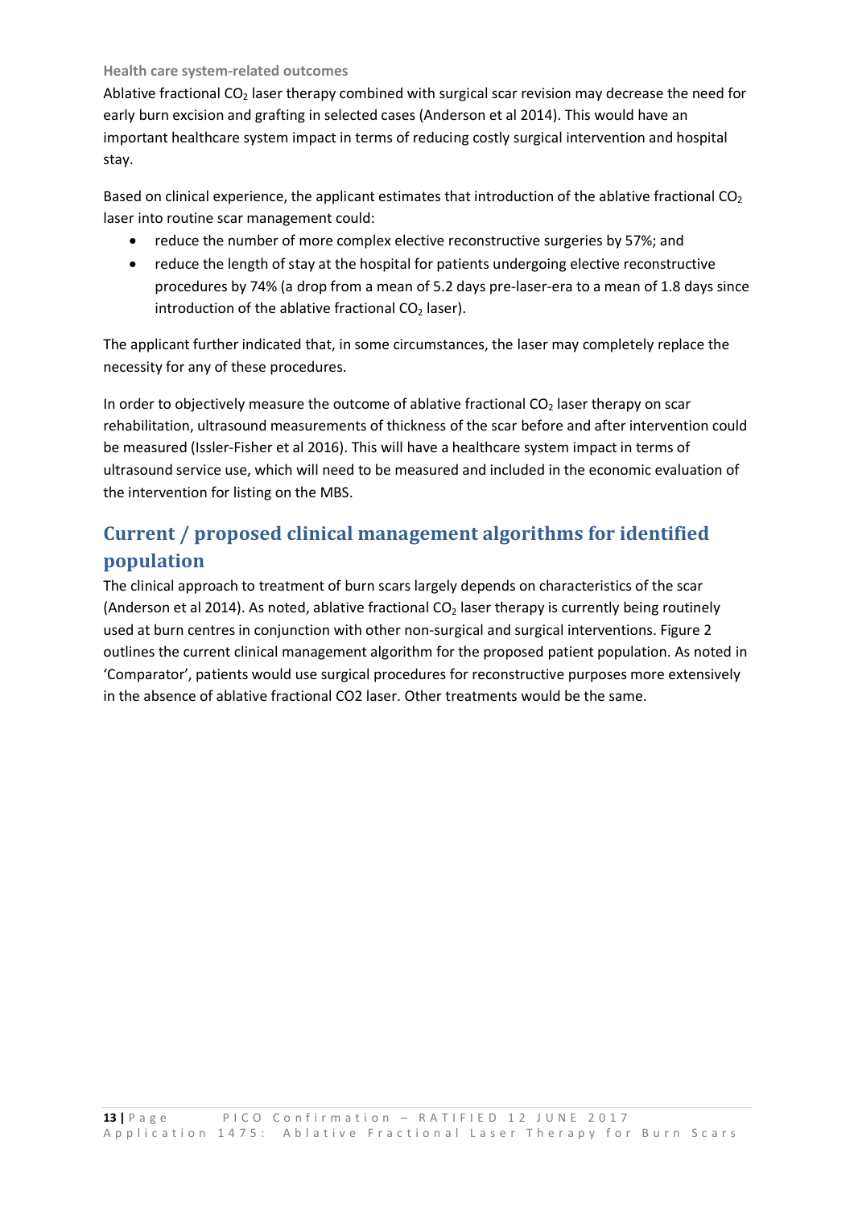#### Health care system-related outcomes

Ablative fractional $CO_2$ laser therapy combined with surgical scar revision may decrease the need for early burn excision and grafting in selected cases (Anderson et al 2014). This would have an important healthcare system impact in terms of reducing costly surgical intervention and hospital stay.

Based on clinical experience, the applicant estimates that introduction of the ablative fractional $CO_2$ laser into routine scar management could:

- reduce the number of more complex elective reconstructive surgeries by 57%; and
- reduce the length of stay at the hospital for patients undergoing elective reconstructive procedures by 74% (a drop from a mean of 5.2 days pre-laser-era to a mean of 1.8 days since introduction of the ablative fractional $CO_2$ laser).

The applicant further indicated that, in some circumstances, the laser may completely replace the necessity for any of these procedures.

In order to objectively measure the outcome of ablative fractional $CO_2$ laser therapy on scar rehabilitation, ultrasound measurements of thickness of the scar before and after intervention could be measured (Issler-Fisher et al 2016). This will have a healthcare system impact in terms of ultrasound service use, which will need to be measured and included in the economic evaluation of the intervention for listing on the MBS.

## Current / proposed clinical management algorithms for identified population

The clinical approach to treatment of burn scars largely depends on characteristics of the scar (Anderson et al 2014). As noted, ablative fractional $CO_2$ laser therapy is currently being routinely used at burn centres in conjunction with other non-surgical and surgical interventions. Figure 2 outlines the current clinical management algorithm for the proposed patient population. As noted in 'Comparator', patients would use surgical procedures for reconstructive purposes more extensively in the absence of ablative fractional CO2 laser. Other treatments would be the same.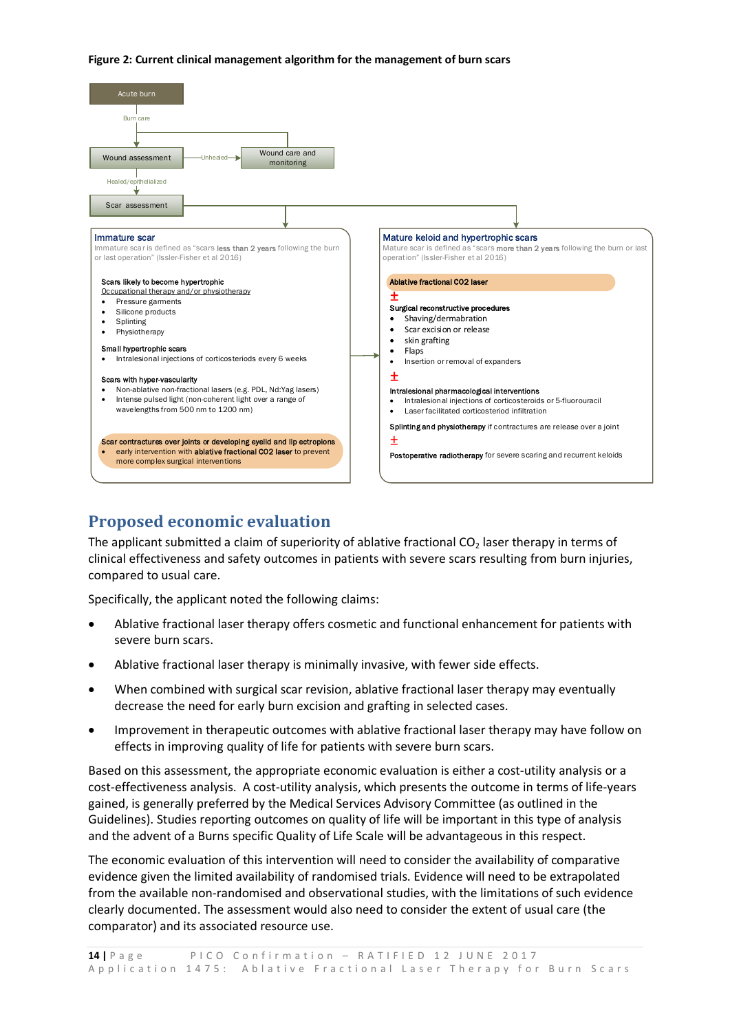**Figure 2: Current clinical management algorithm for the management of burn scars**

Acute burn

→ Burn care →

Wound assessment —Unhealed→ Wound care and monitoring

→ Healed/epithelialized →

Scar assessment

**Immature scar**

Immature scar is defined as "scars **less than 2 years** following the burn or last operation" (Issler-Fisher et al 2016)

**Scars likely to become hypertrophic**
Occupational therapy and/or physiotherapy

- Pressure garments
- Silicone products
- Splinting
- Physiotherapy

**Small hypertrophic scars**

- Intralesional injections of corticosteroids every 6 weeks

**Scars with hyper-vascularity**

- Non-ablative non-fractional lasers (e.g. PDL, Nd:Yag lasers)
- Intense pulsed light (non-coherent light over a range of wavelengths from 500 nm to 1200 nm)

**Scar contractures over joints or developing eyelid and lip ectropions**

- early intervention with **ablative fractional CO2 laser** to prevent more complex surgical interventions

**Mature keloid and hypertrophic scars**

Mature scar is defined as "scars **more than 2 years** following the burn or last operation" (Issler-Fisher et al 2016)

**Ablative fractional CO2 laser**

±

**Surgical reconstructive procedures**

- Shaving/dermabration
- Scar excision or release
- skin grafting
- Flaps
- Insertion or removal of expanders

±

**Intralesional pharmacological interventions**

- Intralesional injections of corticosteroids or 5-fluorouracil
- Laser facilitated corticosteriod infiltration

**Splinting and physiotherapy** if contractures are release over a joint

±

**Postoperative radiotherapy** for severe scaring and recurrent keloids

## Proposed economic evaluation

The applicant submitted a claim of superiority of ablative fractional $CO_2$ laser therapy in terms of clinical effectiveness and safety outcomes in patients with severe scars resulting from burn injuries, compared to usual care.

Specifically, the applicant noted the following claims:

- Ablative fractional laser therapy offers cosmetic and functional enhancement for patients with severe burn scars.
- Ablative fractional laser therapy is minimally invasive, with fewer side effects.
- When combined with surgical scar revision, ablative fractional laser therapy may eventually decrease the need for early burn excision and grafting in selected cases.
- Improvement in therapeutic outcomes with ablative fractional laser therapy may have follow on effects in improving quality of life for patients with severe burn scars.

Based on this assessment, the appropriate economic evaluation is either a cost-utility analysis or a cost-effectiveness analysis. A cost-utility analysis, which presents the outcome in terms of life-years gained, is generally preferred by the Medical Services Advisory Committee (as outlined in the Guidelines). Studies reporting outcomes on quality of life will be important in this type of analysis and the advent of a Burns specific Quality of Life Scale will be advantageous in this respect.

The economic evaluation of this intervention will need to consider the availability of comparative evidence given the limited availability of randomised trials. Evidence will need to be extrapolated from the available non-randomised and observational studies, with the limitations of such evidence clearly documented. The assessment would also need to consider the extent of usual care (the comparator) and its associated resource use.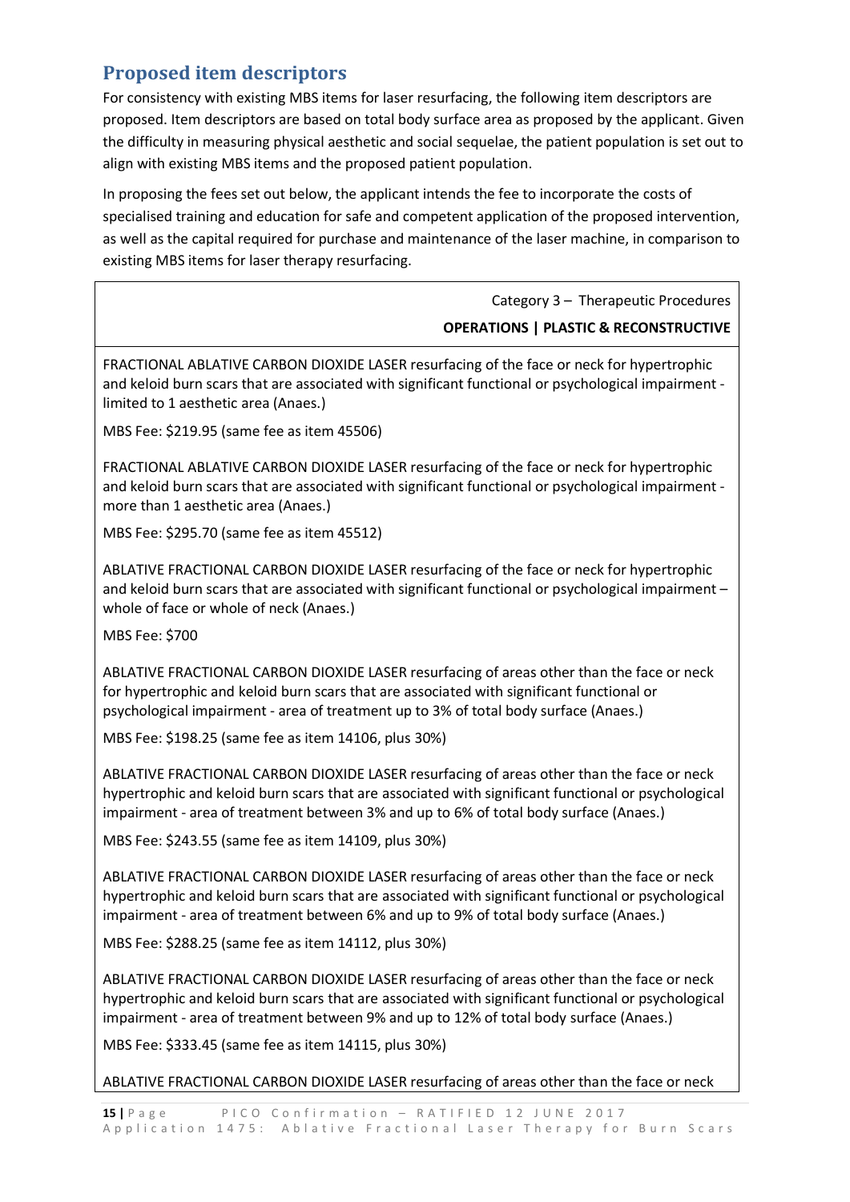## Proposed item descriptors

For consistency with existing MBS items for laser resurfacing, the following item descriptors are proposed. Item descriptors are based on total body surface area as proposed by the applicant. Given the difficulty in measuring physical aesthetic and social sequelae, the patient population is set out to align with existing MBS items and the proposed patient population.

In proposing the fees set out below, the applicant intends the fee to incorporate the costs of specialised training and education for safe and competent application of the proposed intervention, as well as the capital required for purchase and maintenance of the laser machine, in comparison to existing MBS items for laser therapy resurfacing.

Category 3 – Therapeutic Procedures

**OPERATIONS | PLASTIC & RECONSTRUCTIVE**

FRACTIONAL ABLATIVE CARBON DIOXIDE LASER resurfacing of the face or neck for hypertrophic and keloid burn scars that are associated with significant functional or psychological impairment - limited to 1 aesthetic area (Anaes.)

MBS Fee: $219.95 (same fee as item 45506)

FRACTIONAL ABLATIVE CARBON DIOXIDE LASER resurfacing of the face or neck for hypertrophic and keloid burn scars that are associated with significant functional or psychological impairment - more than 1 aesthetic area (Anaes.)

MBS Fee: $295.70 (same fee as item 45512)

ABLATIVE FRACTIONAL CARBON DIOXIDE LASER resurfacing of the face or neck for hypertrophic and keloid burn scars that are associated with significant functional or psychological impairment – whole of face or whole of neck (Anaes.)

MBS Fee: $700

ABLATIVE FRACTIONAL CARBON DIOXIDE LASER resurfacing of areas other than the face or neck for hypertrophic and keloid burn scars that are associated with significant functional or psychological impairment - area of treatment up to 3% of total body surface (Anaes.)

MBS Fee: $198.25 (same fee as item 14106, plus 30%)

ABLATIVE FRACTIONAL CARBON DIOXIDE LASER resurfacing of areas other than the face or neck hypertrophic and keloid burn scars that are associated with significant functional or psychological impairment - area of treatment between 3% and up to 6% of total body surface (Anaes.)

MBS Fee: $243.55 (same fee as item 14109, plus 30%)

ABLATIVE FRACTIONAL CARBON DIOXIDE LASER resurfacing of areas other than the face or neck hypertrophic and keloid burn scars that are associated with significant functional or psychological impairment - area of treatment between 6% and up to 9% of total body surface (Anaes.)

MBS Fee: $288.25 (same fee as item 14112, plus 30%)

ABLATIVE FRACTIONAL CARBON DIOXIDE LASER resurfacing of areas other than the face or neck hypertrophic and keloid burn scars that are associated with significant functional or psychological impairment - area of treatment between 9% and up to 12% of total body surface (Anaes.)

MBS Fee: $333.45 (same fee as item 14115, plus 30%)

ABLATIVE FRACTIONAL CARBON DIOXIDE LASER resurfacing of areas other than the face or neck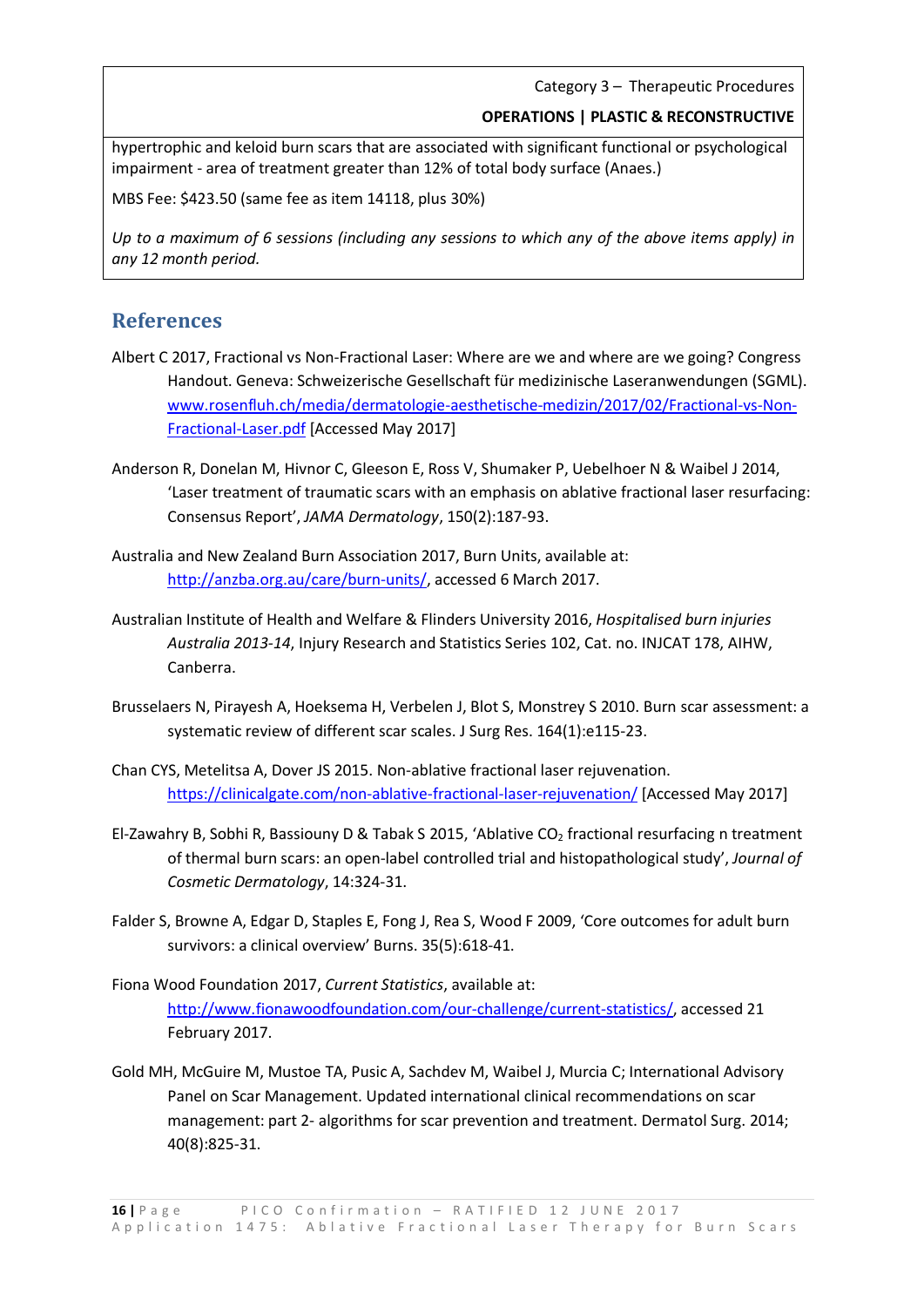Category 3 – Therapeutic Procedures

**OPERATIONS | PLASTIC & RECONSTRUCTIVE**

hypertrophic and keloid burn scars that are associated with significant functional or psychological impairment - area of treatment greater than 12% of total body surface (Anaes.)

MBS Fee: $423.50 (same fee as item 14118, plus 30%)

*Up to a maximum of 6 sessions (including any sessions to which any of the above items apply) in any 12 month period.*

## References

Albert C 2017, Fractional vs Non-Fractional Laser: Where are we and where are we going? Congress Handout. Geneva: Schweizerische Gesellschaft für medizinische Laseranwendungen (SGML). www.rosenfluh.ch/media/dermatologie-aesthetische-medizin/2017/02/Fractional-vs-Non-Fractional-Laser.pdf [Accessed May 2017]

Anderson R, Donelan M, Hivnor C, Gleeson E, Ross V, Shumaker P, Uebelhoer N & Waibel J 2014, 'Laser treatment of traumatic scars with an emphasis on ablative fractional laser resurfacing: Consensus Report', *JAMA Dermatology*, 150(2):187-93.

Australia and New Zealand Burn Association 2017, Burn Units, available at: http://anzba.org.au/care/burn-units/, accessed 6 March 2017.

Australian Institute of Health and Welfare & Flinders University 2016, *Hospitalised burn injuries Australia 2013-14*, Injury Research and Statistics Series 102, Cat. no. INJCAT 178, AIHW, Canberra.

Brusselaers N, Pirayesh A, Hoeksema H, Verbelen J, Blot S, Monstrey S 2010. Burn scar assessment: a systematic review of different scar scales. J Surg Res. 164(1):e115-23.

Chan CYS, Metelitsa A, Dover JS 2015. Non-ablative fractional laser rejuvenation. https://clinicalgate.com/non-ablative-fractional-laser-rejuvenation/ [Accessed May 2017]

El-Zawahry B, Sobhi R, Bassiouny D & Tabak S 2015, 'Ablative $CO_2$ fractional resurfacing n treatment of thermal burn scars: an open-label controlled trial and histopathological study', *Journal of Cosmetic Dermatology*, 14:324-31.

Falder S, Browne A, Edgar D, Staples E, Fong J, Rea S, Wood F 2009, 'Core outcomes for adult burn survivors: a clinical overview' Burns. 35(5):618-41.

Fiona Wood Foundation 2017, *Current Statistics*, available at: http://www.fionawoodfoundation.com/our-challenge/current-statistics/, accessed 21 February 2017.

Gold MH, McGuire M, Mustoe TA, Pusic A, Sachdev M, Waibel J, Murcia C; International Advisory Panel on Scar Management. Updated international clinical recommendations on scar management: part 2- algorithms for scar prevention and treatment. Dermatol Surg. 2014; 40(8):825-31.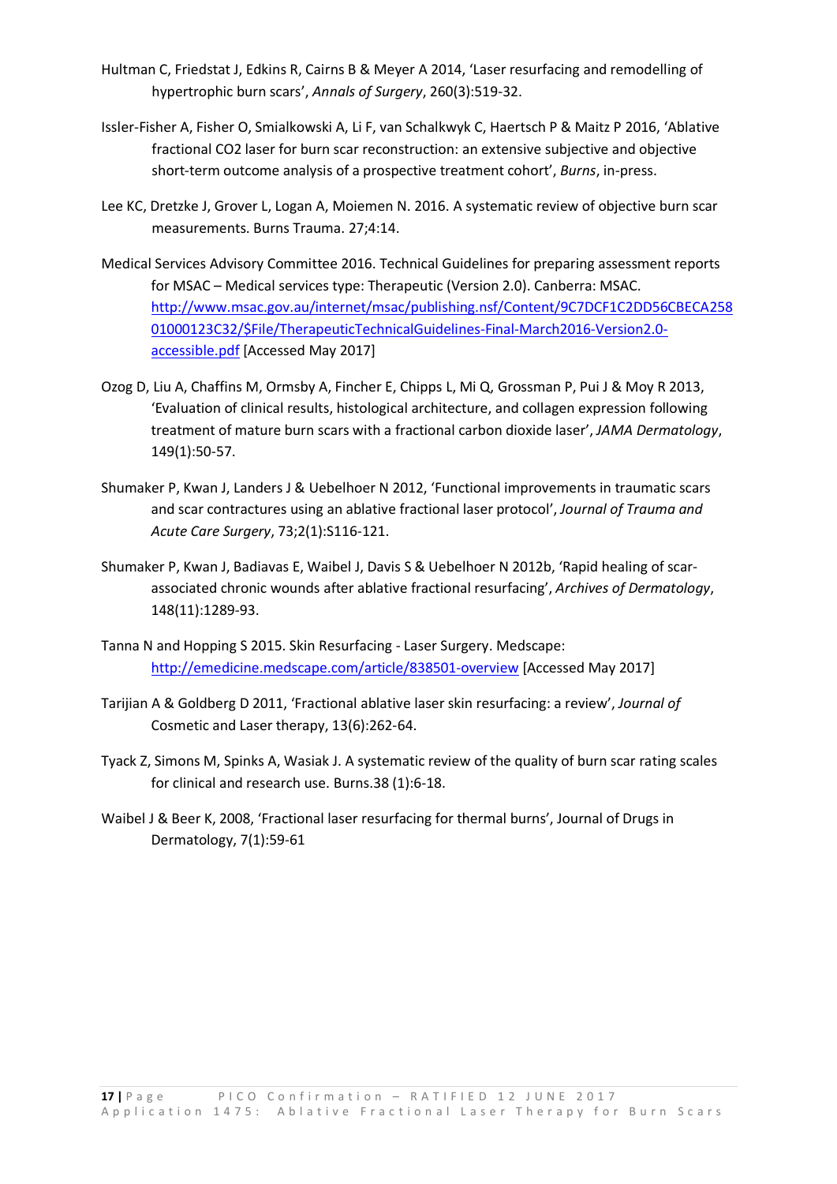Hultman C, Friedstat J, Edkins R, Cairns B & Meyer A 2014, 'Laser resurfacing and remodelling of hypertrophic burn scars', *Annals of Surgery*, 260(3):519-32.

Issler-Fisher A, Fisher O, Smialkowski A, Li F, van Schalkwyk C, Haertsch P & Maitz P 2016, 'Ablative fractional CO2 laser for burn scar reconstruction: an extensive subjective and objective short-term outcome analysis of a prospective treatment cohort', *Burns*, in-press.

Lee KC, Dretzke J, Grover L, Logan A, Moiemen N. 2016. A systematic review of objective burn scar measurements. Burns Trauma. 27;4:14.

Medical Services Advisory Committee 2016. Technical Guidelines for preparing assessment reports for MSAC – Medical services type: Therapeutic (Version 2.0). Canberra: MSAC. [http://www.msac.gov.au/internet/msac/publishing.nsf/Content/9C7DCF1C2DD56CBECA25801000123C32/$File/TherapeuticTechnicalGuidelines-Final-March2016-Version2.0-accessible.pdf](http://www.msac.gov.au/internet/msac/publishing.nsf/Content/9C7DCF1C2DD56CBECA25801000123C32/$File/TherapeuticTechnicalGuidelines-Final-March2016-Version2.0-accessible.pdf) [Accessed May 2017]

Ozog D, Liu A, Chaffins M, Ormsby A, Fincher E, Chipps L, Mi Q, Grossman P, Pui J & Moy R 2013, 'Evaluation of clinical results, histological architecture, and collagen expression following treatment of mature burn scars with a fractional carbon dioxide laser', *JAMA Dermatology*, 149(1):50-57.

Shumaker P, Kwan J, Landers J & Uebelhoer N 2012, 'Functional improvements in traumatic scars and scar contractures using an ablative fractional laser protocol', *Journal of Trauma and Acute Care Surgery*, 73;2(1):S116-121.

Shumaker P, Kwan J, Badiavas E, Waibel J, Davis S & Uebelhoer N 2012b, 'Rapid healing of scar-associated chronic wounds after ablative fractional resurfacing', *Archives of Dermatology*, 148(11):1289-93.

Tanna N and Hopping S 2015. Skin Resurfacing - Laser Surgery. Medscape: [http://emedicine.medscape.com/article/838501-overview](http://emedicine.medscape.com/article/838501-overview) [Accessed May 2017]

Tarijian A & Goldberg D 2011, 'Fractional ablative laser skin resurfacing: a review', *Journal of* Cosmetic and Laser therapy, 13(6):262-64.

Tyack Z, Simons M, Spinks A, Wasiak J. A systematic review of the quality of burn scar rating scales for clinical and research use. Burns.38 (1):6-18.

Waibel J & Beer K, 2008, 'Fractional laser resurfacing for thermal burns', Journal of Drugs in Dermatology, 7(1):59-61